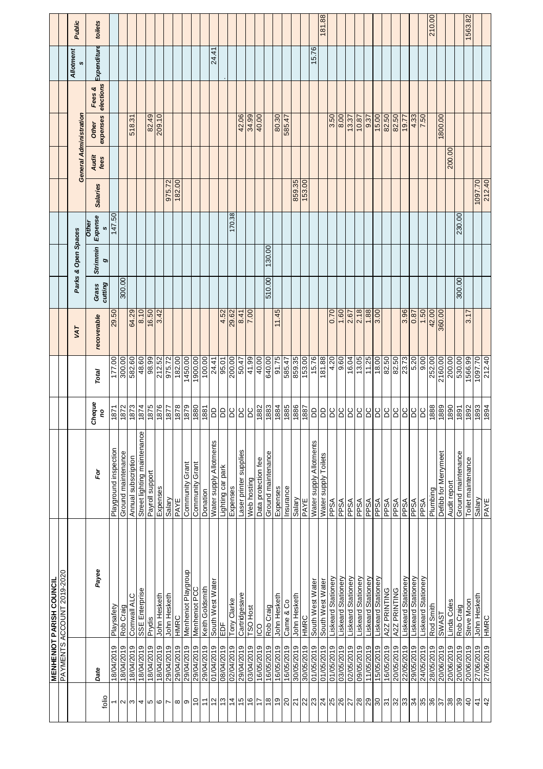# MENHENIOT PARISH COUNCIL

## PAYMENTS ACCOUNT 2019-2020

| folio | Date | Payee | For | Cheque no | Total | VAT | Parks & Open Spaces | | | General Administration | | | | Allotments | Public toilets |
|---|---|---|---|---|---|---|---|---|---|---|---|---|---|---|---|
| | | | | | | recoverable | Grass cutting | Strimming | Other Expenses | Salaries | Audit fees | Other expenses | Fees & elections | Expenditure | toilets |
| 1 | 18/04/2019 | Playsafety | Playground inspection | 1871 | 177.00 | 29.50 | | | 147.50 | | | | | | |
| 2 | 18/04/2019 | Rob Craig | Ground maintenance | 1872 | 300.00 | | 300.00 | | | | | | | | |
| 3 | 18/04/2019 | Cornwall ALC | Annual subscription | 1873 | 582.60 | 64.29 | | | | | | 518.31 | | | |
| 4 | 18/04/2019 | SSE Enterprise | Street lighting maintenance | 1874 | 48.60 | 8.10 | | | | | | | | | |
| 5 | 18/04/2019 | Prydis | Payroll support | 1875 | 98.99 | 16.50 | | | | | | 82.49 | | | |
| 6 | 18/04/2019 | John Hesketh | Expenses | 1876 | 212.52 | 3.42 | | | | | | 209.10 | | | |
| 7 | 29/04/2019 | John Hesketh | Salary | 1877 | 975.72 | | | | | 975.72 | | | | | |
| 8 | 29/04/2019 | HMRC | PAYE | 1878 | 182.00 | | | | | 182.00 | | | | | |
| 9 | 29/04/2019 | Menheniot Playgroup | Community Grant | 1879 | 1450.00 | | | | | | | | | | |
| 10 | 29/04/2019 | Menheniot PCC | Community Grant | 1880 | 1900.00 | | | | | | | | | | |
| 11 | 29/04/2019 | Keith Goldsmith | Donation | 1881 | 100.00 | | | | | | | | | | |
| 12 | 01/04/2019 | South West Water | Water supply Allotments | DD | 24.41 | | | | | | | | | 24.41 | |
| 13 | 08/04/2019 | EDF | Lighting car park | DD | 95.01 | 4.52 | | | | | | | | | |
| 14 | 02/04/2019 | Tony Clarke | Expenses | DC | 200.00 | 29.62 | | | 170.38 | | | | | | |
| 15 | 29/04/2019 | Cartridgesave | Laser printer supplies | DC | 50.47 | 8.41 | | | | | | 42.06 | | | |
| 16 | 03/04/2019 | TSO Host | Web hosting | DC | 41.99 | 7.00 | | | | | | 34.99 | | | |
| 17 | 16/05/2019 | ICO | Data protection fee | 1882 | 40.00 | | | | | | | 40.00 | | | |
| 18 | 16/05/2019 | Rob Craig | Ground maintenance | 1883 | 640.00 | | 510.00 | 130.00 | | | | | | | |
| 19 | 16/05/2019 | John Hesketh | Expenses | 1884 | 91.75 | 11.45 | | | | | | 80.30 | | | |
| 20 | 16/05/2019 | Came & Co | Insurance | 1885 | 585.47 | | | | | | | 585.47 | | | |
| 21 | 30/05/2019 | John Hesketh | Salary | 1886 | 859.35 | | | | | 859.35 | | | | | |
| 22 | 30/05/2019 | HMRC | PAYE | 1887 | 153.00 | | | | | 153.00 | | | | | |
| 23 | 01/05/2019 | South West Water | Water supply Allotments | DD | 15.76 | | | | | | | | | 15.76 | |
| 24 | 01/05/2019 | South West Water | Water supply Toilets | DD | 181.88 | | | | | | | | | | 181.88 |
| 25 | 01/05/2019 | Liskeard Stationery | PPSA | DC | 4.20 | 0.70 | | | | | | 3.50 | | | |
| 26 | 03/05/2019 | Liskeard Stationery | PPSA | DC | 9.60 | 1.60 | | | | | | 8.00 | | | |
| 27 | 02/05/2019 | Liskeard Stationery | PPSA | DC | 16.04 | 2.67 | | | | | | 13.37 | | | |
| 28 | 09/05/2019 | Liskeard Stationery | PPSA | DC | 13.05 | 2.18 | | | | | | 10.87 | | | |
| 29 | 11/05/2019 | Liskeard Stationery | PPSA | DC | 11.25 | 1.88 | | | | | | 9.37 | | | |
| 30 | 15/05/2019 | Liskeard Stationery | PPSA | DC | 18.00 | 3.00 | | | | | | 15.00 | | | |
| 31 | 16/05/2019 | A2Z PRINTING | PPSA | DC | 82.50 | | | | | | | 82.50 | | | |
| 32 | 20/05/2019 | A2Z PRINTING | PPSA | DC | 82.50 | | | | | | | 82.50 | | | |
| 33 | 22/05/2019 | Liskeard Stationery | PPSA | DC | 23.73 | 3.96 | | | | | | 19.77 | | | |
| 34 | 29/05/2019 | Liskeard Stationery | PPSA | DC | 5.20 | 0.87 | | | | | | 4.33 | | | |
| 35 | 24/05/2019 | Liskeard Stationery | PPSA | DC | 9.00 | 1.50 | | | | | | 7.50 | | | |
| 36 | 28/05/2019 | Rod Smith | Plumbing | 1888 | 252.00 | 42.00 | | | | | | | | | 210.00 |
| 37 | 20/06/2019 | SWAST | Defibb for Merrymeet | 1889 | 2160.00 | 360.00 | | | | | | 1800.00 | | | |
| 38 | 20/06/2019 | Linda Coles | Audit report | 1890 | 200.00 | | | | | | 200.00 | | | | |
| 39 | 20/06/2019 | Rob Craig | Ground maintenance | 1891 | 530.00 | | 300.00 | | 230.00 | | | | | | |
| 40 | 20/06/2019 | Steve Moon | Toilet maintenance | 1892 | 1566.99 | 3.17 | | | | | | | | | 1563.82 |
| 41 | 27/06/2019 | John Hesketh | Salary | 1893 | 1097.70 | | | | | 1097.70 | | | | | |
| 42 | 27/06/2019 | HMRC | PAYE | 1894 | 212.40 | | | | | 212.40 | | | | | |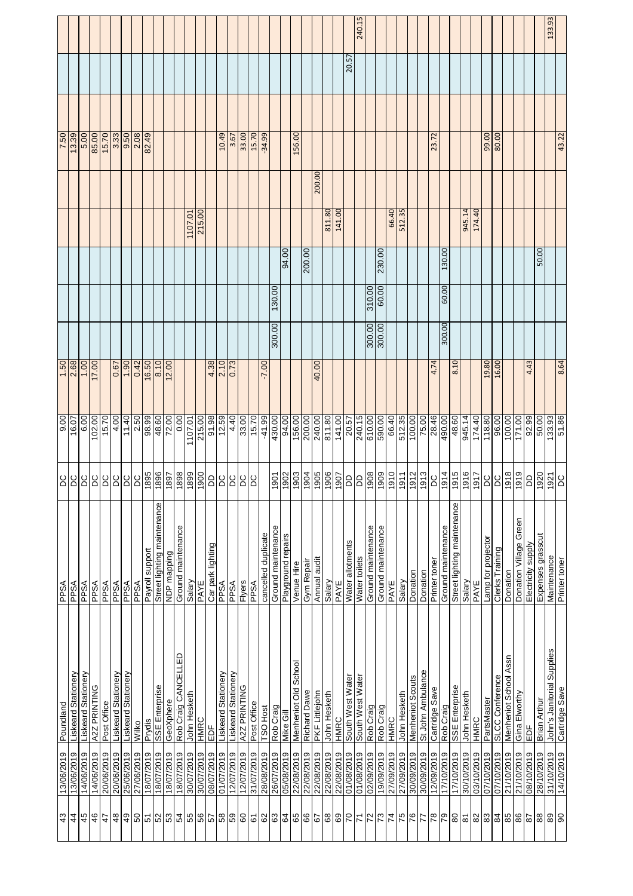| | | | | | | | | | | | | | | | |
|---|---|---|---|---|---|---|---|---|---|---|---|---|---|---|---|
| 43 | 13/06/2019 | Poundland | PPSA | DC | 9.00 | 1.50 | | | | | | 7.50 | | | |
| 44 | 13/06/2019 | Liskeard Stationery | PPSA | DC | 16.07 | 2.68 | | | | | | 13.39 | | | |
| 45 | 13/06/2019 | Liskeard Stationery | PPSA | DC | 6.00 | 1.00 | | | | | | 5.00 | | | |
| 46 | 14/06/2019 | A2Z PRINTING | PPSA | DC | 102.00 | 17.00 | | | | | | 85.00 | | | |
| 47 | 20/06/2019 | Post Office | PPSA | DC | 15.70 | | | | | | | 15.70 | | | |
| 48 | 20/06/2019 | Liskeard Stationery | PPSA | DC | 4.00 | 0.67 | | | | | | 3.33 | | | |
| 49 | 25/06/2019 | Liskeard Stationery | PPSA | DC | 11.40 | 1.90 | | | | | | 9.50 | | | |
| 50 | 27/06/2019 | Wilko | PPSA | DC | 2.50 | 0.42 | | | | | | 2.08 | | | |
| 51 | 18/07/2019 | Prydis | Payroll support | 1895 | 98.99 | 16.50 | | | | | | 82.49 | | | |
| 52 | 18/07/2019 | SSE Enterprise | Street lighting maintenance | 1896 | 48.60 | 8.10 | | | | | | | | | |
| 53 | 18/07/2019 | GeoXphere | NDP mapping | 1897 | 72.00 | 12.00 | | | | | | | | | |
| 54 | 18/07/2019 | Rob Craig CANCELLED | Ground maintenance | 1898 | 0.00 | | | | | | | | | | |
| 55 | 30/07/2019 | John Hesketh | Salary | 1899 | 1107.01 | | | | | 1107.01 | | | | | |
| 56 | 30/07/2019 | HMRC | PAYE | 1900 | 215.00 | | | | | 215.00 | | | | | |
| 57 | 08/07/2019 | EDF | Car park lighting | DD | 91.98 | 4.38 | | | | | | | | | |
| 58 | 01/07/2019 | Liskeard Stationery | PPSA | DC | 12.59 | 2.10 | | | | | | 10.49 | | | |
| 59 | 12/07/2019 | Liskeard Stationery | PPSA | DC | 4.40 | 0.73 | | | | | | 3.67 | | | |
| 60 | 12/07/2019 | A2Z PRINTING | Flyers | DC | 33.00 | | | | | | | 33.00 | | | |
| 61 | 31/07/2019 | Post Office | PPSA | DC | 15.70 | | | | | | | 15.70 | | | |
| 62 | 28/08/2019 | TSO Host | cancelled duplicate | | -41.99 | -7.00 | | | | | | -34.99 | | | |
| 63 | 26/07/2019 | Rob Craig | Ground maintenance | 1901 | 430.00 | | 300.00 | 130.00 | | | | | | | |
| 64 | 05/08/2019 | Mike Gill | Playground repairs | 1902 | 94.00 | | | | 94.00 | | | | | | |
| 65 | 22/08/2019 | Menheniot Old School | Venue Hire | 1903 | 156.00 | | | | | | | 156.00 | | | |
| 66 | 22/08/2019 | Richard Dawe | Gym Repair | 1904 | 200.00 | | | | 200.00 | | | | | | |
| 67 | 22/08/2019 | PKF Littlejohn | Annual audit | 1905 | 240.00 | 40.00 | | | | | 200.00 | | | | |
| 68 | 22/08/2019 | John Hesketh | Salary | 1906 | 811.80 | | | | | 811.80 | | | | | |
| 69 | 22/08/2019 | HMRC | PAYE | 1907 | 141.00 | | | | | 141.00 | | | | | |
| 70 | 01/08/2019 | South West Water | Water allotments | DD | 20.57 | | | | | | | | | 20.57 | |
| 71 | 01/08/2019 | South West Water | Water toilets | DD | 240.15 | | | | | | | | | | 240.15 |
| 72 | 02/09/2019 | Rob Craig | Ground maintenance | 1908 | 610.00 | | 300.00 | 310.00 | | | | | | | |
| 73 | 19/09/2019 | Rob Craig | Ground maintenance | 1909 | 590.00 | | 300.00 | 60.00 | 230.00 | | | | | | |
| 74 | 27/09/2019 | HMRC | PAYE | 1910 | 66.40 | | | | | 66.40 | | | | | |
| 75 | 27/09/2019 | John Hesketh | Salary | 1911 | 512.35 | | | | | 512.35 | | | | | |
| 76 | 30/09/2019 | Menheniot Scouts | Donation | 1912 | 100.00 | | | | | | | | | | |
| 77 | 30/09/2019 | St John Ambulance | Donation | 1913 | 75.00 | | | | | | | | | | |
| 78 | 12/09/2019 | Cartridge Save | Printer toner | DC | 28.46 | 4.74 | | | | | | 23.72 | | | |
| 79 | 17/10/2019 | Rob Craig | Ground maintenance | 1914 | 490.00 | | 300.00 | 60.00 | 130.00 | | | | | | |
| 80 | 17/10/2019 | SSE Enterprise | Street lighting maintenance | 1915 | 48.60 | 8.10 | | | | | | | | | |
| 81 | 30/10/2019 | John Hesketh | Salary | 1916 | 945.14 | | | | | 945.14 | | | | | |
| 82 | 03/10/2019 | HMRC | PAYE | 1917 | 174.40 | | | | | 174.40 | | | | | |
| 83 | 07/10/2019 | PartsMaster | Lamp for projector | DC | 118.80 | 19.80 | | | | | | 99.00 | | | |
| 84 | 07/10/2019 | SLCC Conference | Clerks Training | DC | 96.00 | 16.00 | | | | | | 80.00 | | | |
| 85 | 21/10/2019 | Menheniot School Assn | Donation | 1918 | 100.00 | | | | | | | | | | |
| 86 | 21/10/2019 | Gina Elworthy | Donation Village Green | 1919 | 171.00 | | | | | | | | | | |
| 87 | 08/10/2019 | EDF | Electricity supply | DD | 92.99 | 4.43 | | | | | | | | | |
| 88 | 28/10/2019 | Brian Arthur | Expenses grasscut | 1920 | 50.00 | | | | 50.00 | | | | | | |
| 89 | 31/10/2019 | John's Janitorial Supplies | Maintenance | 1921 | 133.93 | | | | | | | | | | 133.93 |
| 90 | 14/10/2019 | Cartridge Save | Printer toner | DC | 51.86 | 8.64 | | | | | | 43.22 | | | |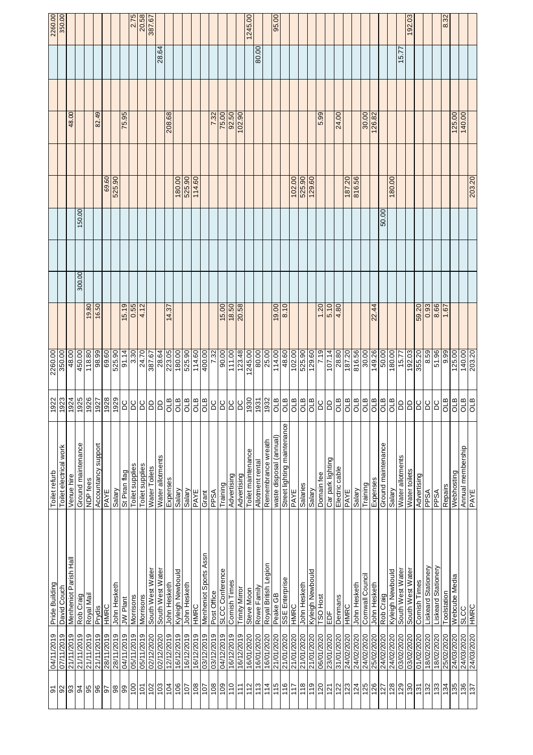| | | | | | | | | | | | | | | | | |
|---|---|---|---|---|---|---|---|---|---|---|---|---|---|---|---|---|
| 91 | 04/11/2019 | Pride Building | Toilet refurb | 1922 | 2260.00 | | | | | | | | | | 2260.00 |
| 92 | 07/11/2019 | David Couch | Toilet electrical work | 1923 | 350.00 | | | | | | | | | | 350.00 |
| 93 | 21/11/2019 | Menheniot Parish Hall | Venue hire | 1924 | 48.00 | | | | | | | 48.00 | | | |
| 94 | 21/11/2019 | Rob Craig | Ground maintenance | 1925 | 450.00 | | 300.00 | | 150.00 | | | | | | |
| 95 | 21/11/2019 | Royal Mail | NDP fees | 1926 | 118.80 | 19.80 | | | | | | | | | |
| 96 | 21/11/2019 | Prydis | Accountancy support | 1927 | 98.99 | 16.50 | | | | | | 82.49 | | | |
| 97 | 28/11/2019 | HMRC | PAYE | 1928 | 69.60 | | | | | 69.60 | | | | | |
| 98 | 28/11/2019 | John Hesketh | Salary | 1929 | 525.90 | | | | | 525.90 | | | | | |
| 99 | 04/11/2019 | JW Plant | St Piran flag | DC | 91.14 | 15.19 | | | | | | 75.95 | | | |
| 100 | 05/11/2019 | Morrisons | Toilet supplies | DC | 3.30 | 0.55 | | | | | | | | | 2.75 |
| 101 | 05/11/2019 | Morrisons | Toilet supplies | DC | 24.70 | 4.12 | | | | | | | | | 20.58 |
| 102 | 02/12/2020 | South West Water | Water Toilets | DD | 387.67 | | | | | | | | | | 387.67 |
| 103 | 02/12/2020 | South West Water | Water allotments | DD | 28.64 | | | | | | | | | 28.64 | |
| 104 | 12/12/2019 | John Hesketh | Expenses | OLB | 223.05 | 14.37 | | | | | | 208.68 | | | |
| 106 | 16/12/2019 | Kyleigh Newbould | Salary | OLB | 180.00 | | | | | 180.00 | | | | | |
| 107 | 16/12/2019 | John Hesketh | Salary | OLB | 525.90 | | | | | 525.90 | | | | | |
| 108 | 16/12/2019 | HMRC | PAYE | OLB | 114.60 | | | | | 114.60 | | | | | |
| 107 | 03/12/2019 | Menheniot Sports Assn | Grant | OLB | 400.00 | | | | | | | | | | |
| 108 | 03/12/2019 | Post Office | PPSA | DC | 7.32 | | | | | | | 7.32 | | | |
| 109 | 04/12/2019 | SLCC Conference | Training | DC | 90.00 | 15.00 | | | | | | 75.00 | | | |
| 110 | 16/12/2019 | Cornish Times | Advertising | DC | 111.00 | 18.50 | | | | | | 92.50 | | | |
| 111 | 16/12/2019 | Trinity Mirror | Advertising | DC | 123.48 | 20.58 | | | | | | 102.90 | | | |
| 112 | 16/01/2020 | Steve Moon | Toilet maintenance | 1930 | 1245.00 | | | | | | | | | | 1245.00 |
| 113 | 16/01/2020 | Rowe Family | Allotment rental | 1931 | 80.00 | | | | | | | | | 80.00 | |
| 114 | 16/01/2020 | Royal British Legion | Remembrance wreath | 1932 | 25.00 | | | | | | | | | | |
| 115 | 21/01/2020 | Peake GB | waste disposal (annual) | OLB | 114.00 | 19.00 | | | | | | | | | 95.00 |
| 116 | 21/01/2020 | SSE Enterprise | Street lighting maintenance | OLB | 48.60 | 8.10 | | | | | | | | | |
| 117 | 21/01/2020 | HMRC | PAYE | OLB | 102.00 | | | | | 102.00 | | | | | |
| 118 | 21/01/2020 | John Hesketh | Salaries | OLB | 525.90 | | | | | 525.90 | | | | | |
| 119 | 21/01/2020 | Kyleigh Newbould | Salary | OLB | 129.60 | | | | | 129.60 | | | | | |
| 120 | 06/01/2020 | TSO Host | Domain fee | DC | 7.19 | 1.20 | | | | | | 5.99 | | | |
| 121 | 23/01/2020 | EDF | Car park lighting | DD | 107.14 | 5.10 | | | | | | | | | |
| 122 | 31/01/2020 | Denmans | Electric cable | OLB | 28.80 | 4.80 | | | | | | 24.00 | | | |
| 123 | 24/02/2020 | HMRC | PAYE | OLB | 187.20 | | | | | 187.20 | | | | | |
| 124 | 24/02/2020 | John Hesketh | Salary | OLB | 816.56 | | | | | 816.56 | | | | | |
| 125 | 24/02/2020 | Cornwall Council | Training | OLB | 30.00 | | | | | | | 30.00 | | | |
| 126 | 25/02/2020 | John Hesketh | Expenses | OLB | 149.26 | 22.44 | | | | | | 126.82 | | | |
| 127 | 24/02/2020 | Rob Craig | Ground maintenance | OLB | 50.00 | | | | 50.00 | | | | | | |
| 128 | 24/02/2020 | Kyleigh Newbould | Salary | OLB | 180.00 | | | | | 180.00 | | | | | |
| 129 | 03/02/2020 | South West Water | Water allotments | DD | 15.77 | | | | | | | | | 15.77 | |
| 130 | 03/02/2020 | South West Water | Water toilets | DD | 192.03 | | | | | | | | | | 192.03 |
| 131 | 01/02/2020 | Cornish Times | Advertising | DC | 355.20 | 59.20 | | | | | | | | | |
| 132 | 18/02/2020 | Liskeard Stationery | PPSA | DC | 8.59 | 0.93 | | | | | | | | | |
| 133 | 18/02/2020 | Liskeard Stationery | PPSA | DC | 51.96 | 8.66 | | | | | | | | | |
| 134 | 25/02/2020 | Toolstation | Repairs | OLB | 9.99 | 1.67 | | | | | | | | | 8.32 |
| 135 | 24/03/2020 | Webcube Media | Webhosting | OLB | 125.00 | | | | | | | 125.00 | | | |
| 136 | 24/03/2020 | SLCC | Annual membership | OLB | 140.00 | | | | | | | 140.00 | | | |
| 137 | 24/03/2020 | HMRC | PAYE | OLB | 203.20 | | | | | 203.20 | | | | | |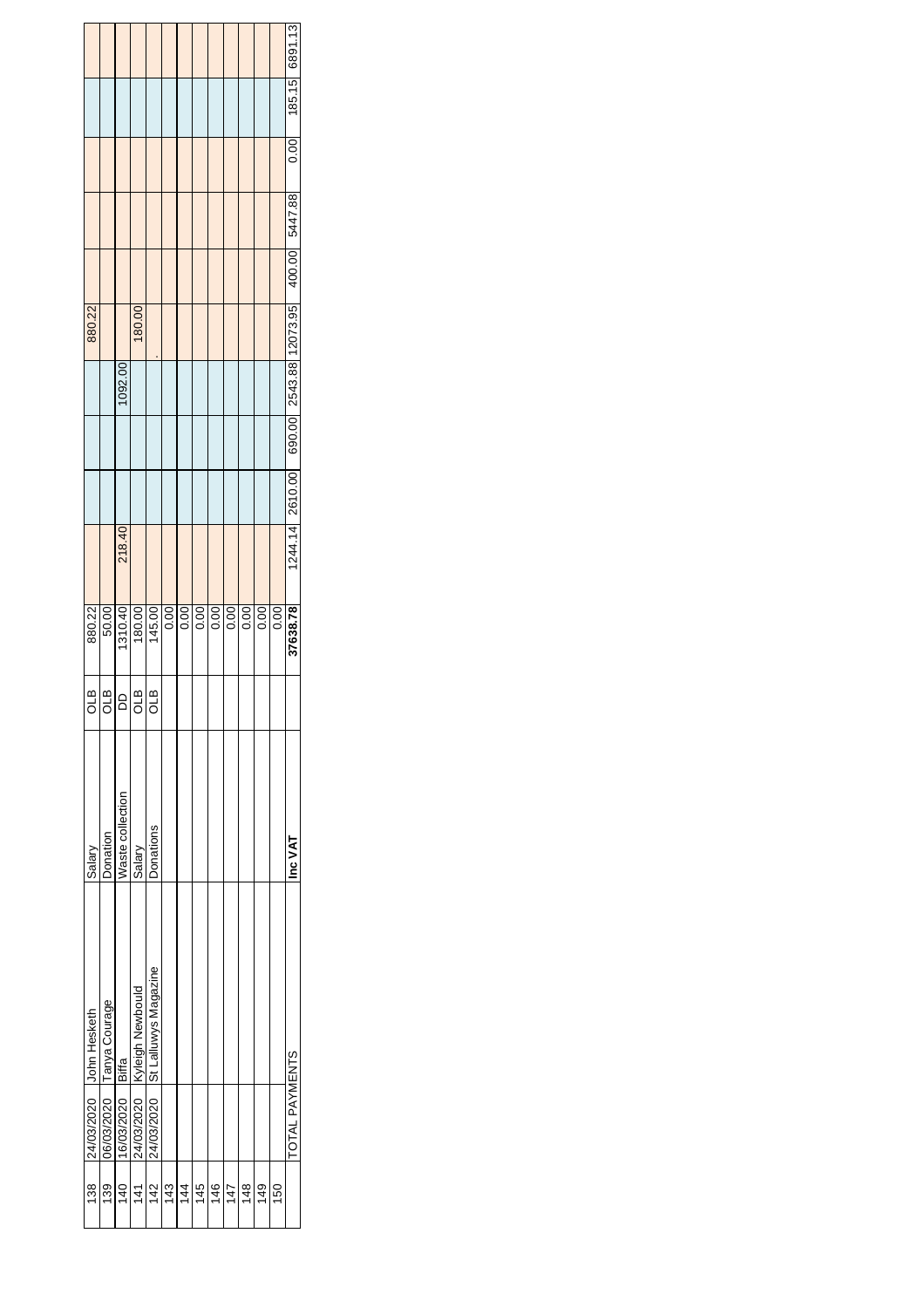| No. | Date | Payee | Description | Method | Amount | | | | | | | | | | |
|---|---|---|---|---|---|---|---|---|---|---|---|---|---|---|---|
| 138 | 24/03/2020 | John Hesketh | Salary | OLB | 880.22 | | | | | 880.22 | | | | | |
| 139 | 06/03/2020 | Tanya Courage | Donation | OLB | 50.00 | | | | | | | | | | |
| 140 | 16/03/2020 | Biffa | Waste collection | DD | 1310.40 | 218.40 | | | 1092.00 | | | | | | |
| 141 | 24/03/2020 | Kyleigh Newbould | Salary | OLB | 180.00 | | | | | 180.00 | | | | | |
| 142 | 24/03/2020 | St Lalluwys Magazine | Donations | OLB | 145.00 | | | | | . | | | | | |
| 143 | | | | | 0.00 | | | | | | | | | | |
| 144 | | | | | 0.00 | | | | | | | | | | |
| 145 | | | | | 0.00 | | | | | | | | | | |
| 146 | | | | | 0.00 | | | | | | | | | | |
| 147 | | | | | 0.00 | | | | | | | | | | |
| 148 | | | | | 0.00 | | | | | | | | | | |
| 149 | | | | | 0.00 | | | | | | | | | | |
| 150 | | | | | 0.00 | | | | | | | | | | |
| | TOTAL PAYMENTS | | **Inc VAT** | | **37638.78** | 1244.14 | 2610.00 | 690.00 | 2543.88 | 12073.95 | 400.00 | 5447.88 | 0.00 | 185.15 | 6891.13 |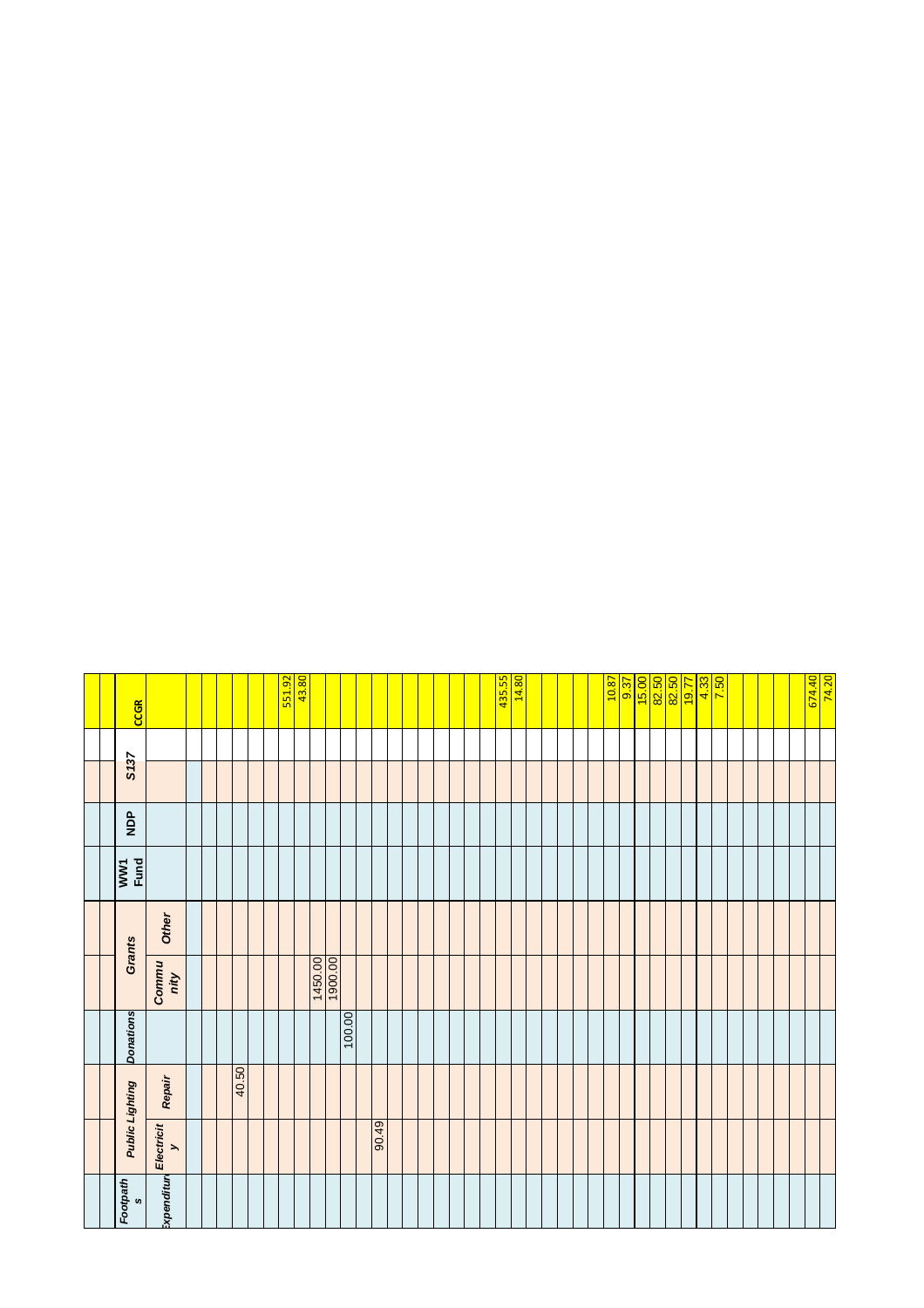| Footpaths | Public Lighting | | Donations | Grants | | WW1 Fund | NDP | S137 | CCGR |
|---|---|---|---|---|---|---|---|---|---|
| Expenditure | Electricity | Repair | | Community | Other | | | | |
| | | | | | | | | | |
| | | | | | | | | | |
| | | | | | | | | | |
| | | 40.50 | | | | | | | |
| | | | | | | | | | |
| | | | | | | | | | |
| | | | | | | | | | 551.92 |
| | | | | | | | | | 43.80 |
| | | | | 1450.00 | | | | | |
| | | | | 1900.00 | | | | | |
| | | | 100.00 | | | | | | |
| | | | | | | | | | |
| | 90.49 | | | | | | | | |
| | | | | | | | | | |
| | | | | | | | | | |
| | | | | | | | | | |
| | | | | | | | | | |
| | | | | | | | | | |
| | | | | | | | | | |
| | | | | | | | | | |
| | | | | | | | | | 435.55 |
| | | | | | | | | | 14.80 |
| | | | | | | | | | |
| | | | | | | | | | |
| | | | | | | | | | |
| | | | | | | | | | |
| | | | | | | | | | |
| | | | | | | | | | 10.87 |
| | | | | | | | | | 9.37 |
| | | | | | | | | | 15.00 |
| | | | | | | | | | 82.50 |
| | | | | | | | | | 82.50 |
| | | | | | | | | | 19.77 |
| | | | | | | | | | 4.33 |
| | | | | | | | | | 7.50 |
| | | | | | | | | | |
| | | | | | | | | | |
| | | | | | | | | | |
| | | | | | | | | | |
| | | | | | | | | | |
| | | | | | | | | | 674.40 |
| | | | | | | | | | 74.20 |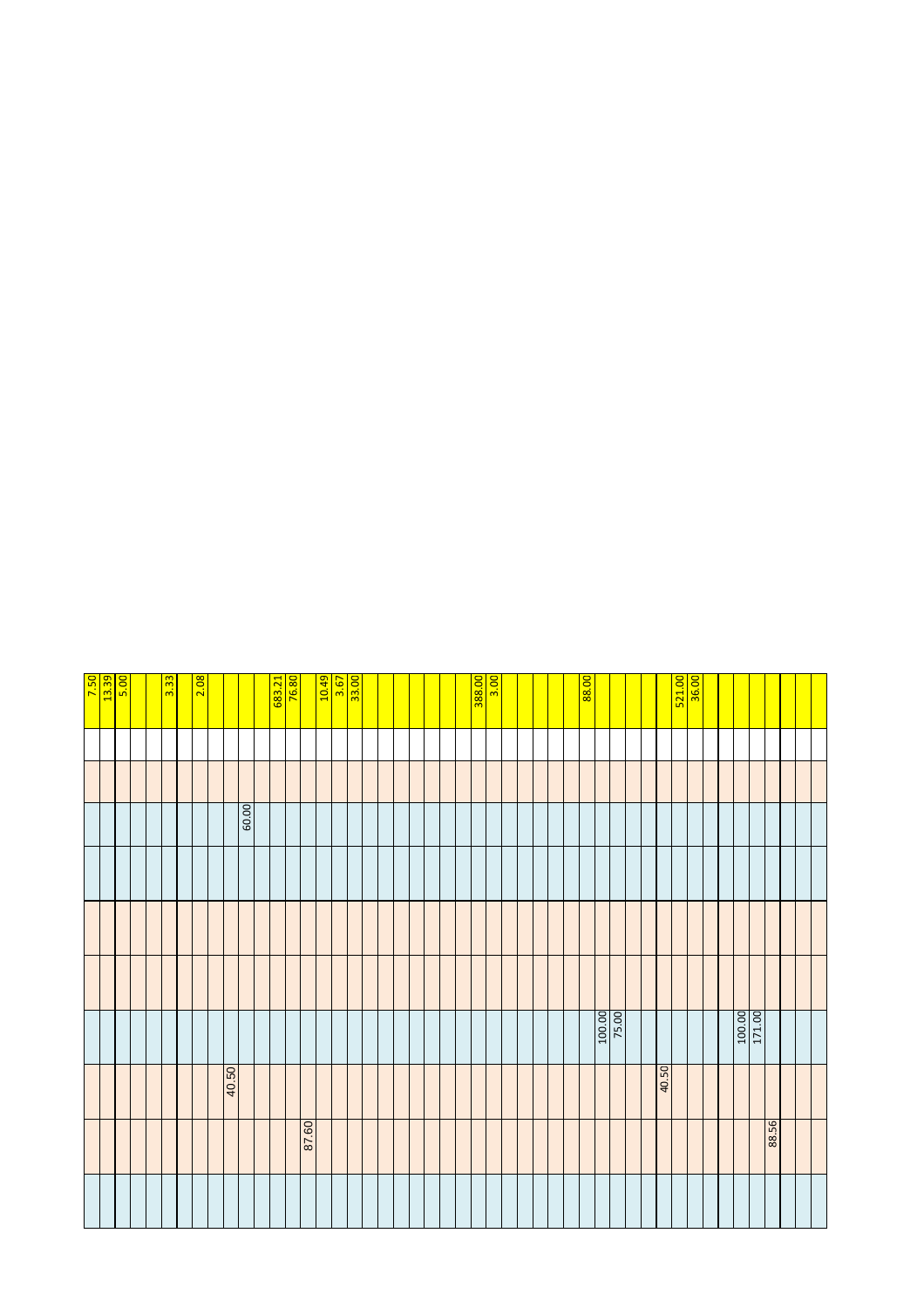| | | | | | | | | | | |
|---|---|---|---|---|---|---|---|---|---|---|
| | | | | | | | | | | 7.50 |
| | | | | | | | | | | 13.39 |
| | | | | | | | | | | 5.00 |
| | | | | | | | | | | |
| | | | | | | | | | | |
| | | | | | | | | | | 3.33 |
| | | | | | | | | | | |
| | | | | | | | | | | 2.08 |
| | | | | | | | | | | |
| | | 40.50 | | | | | | | | |
| | | | | | | | 60.00 | | | |
| | | | | | | | | | | |
| | | | | | | | | | | 683.21 |
| | | | | | | | | | | 76.80 |
| | 87.60 | | | | | | | | | |
| | | | | | | | | | | 10.49 |
| | | | | | | | | | | 3.67 |
| | | | | | | | | | | 33.00 |
| | | | | | | | | | | |
| | | | | | | | | | | |
| | | | | | | | | | | |
| | | | | | | | | | | |
| | | | | | | | | | | |
| | | | | | | | | | | |
| | | | | | | | | | | |
| | | | | | | | | | | 388.00 |
| | | | | | | | | | | 3.00 |
| | | | | | | | | | | |
| | | | | | | | | | | |
| | | | | | | | | | | |
| | | | | | | | | | | |
| | | | | | | | | | | |
| | | | | | | | | | | 88.00 |
| | | | 100.00 | | | | | | | |
| | | | 75.00 | | | | | | | |
| | | | | | | | | | | |
| | | | | | | | | | | |
| | | 40.50 | | | | | | | | |
| | | | | | | | | | | 521.00 |
| | | | | | | | | | | 36.00 |
| | | | | | | | | | | |
| | | | | | | | | | | |
| | | | 100.00 | | | | | | | |
| | | | 171.00 | | | | | | | |
| | 88.56 | | | | | | | | | |
| | | | | | | | | | | |
| | | | | | | | | | | |
| | | | | | | | | | | |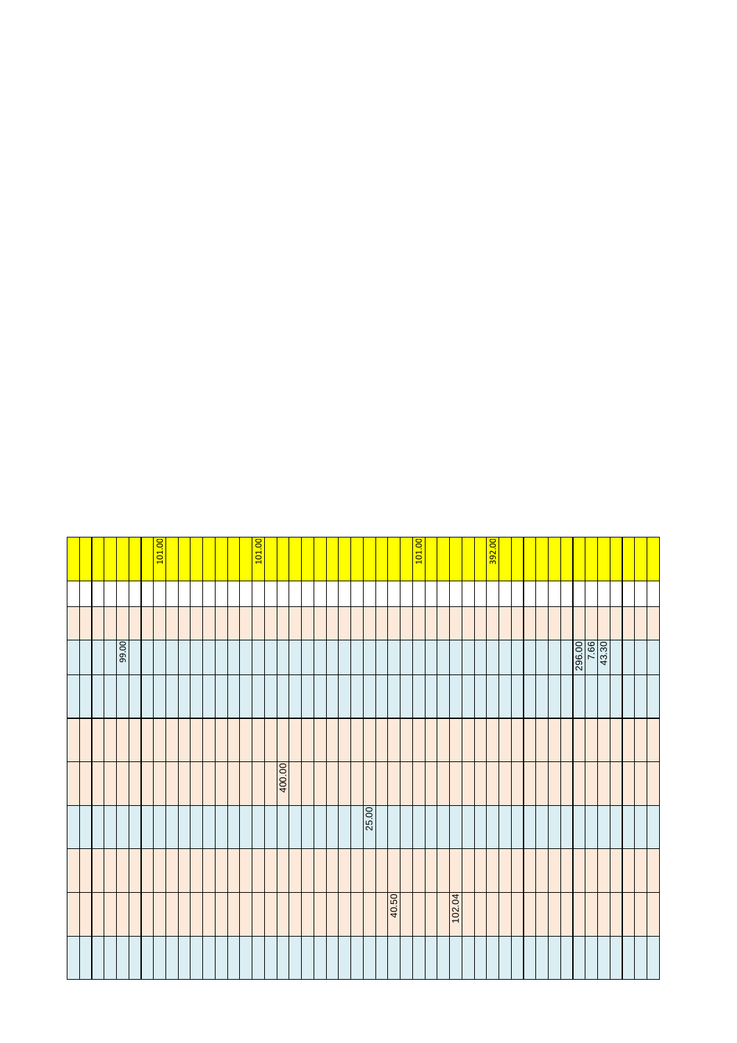| | | | | | | | | | | |
|---|---|---|---|---|---|---|---|---|---|---|
| | | | | | | | 99.00 | | | |
| | | | | | | | | | | 101.00 |
| | | | | | | | | | | 101.00 |
| | | | | 400.00 | | | | | | |
| | | | 25.00 | | | | | | | |
| | 40.50 | | | | | | | | | |
| | | | | | | | | | | 101.00 |
| | 102.04 | | | | | | | | | |
| | | | | | | | | | | 392.00 |
| | | | | | | | 296.00 | | | |
| | | | | | | | 7.66 | | | |
| | | | | | | | 43.30 | | | |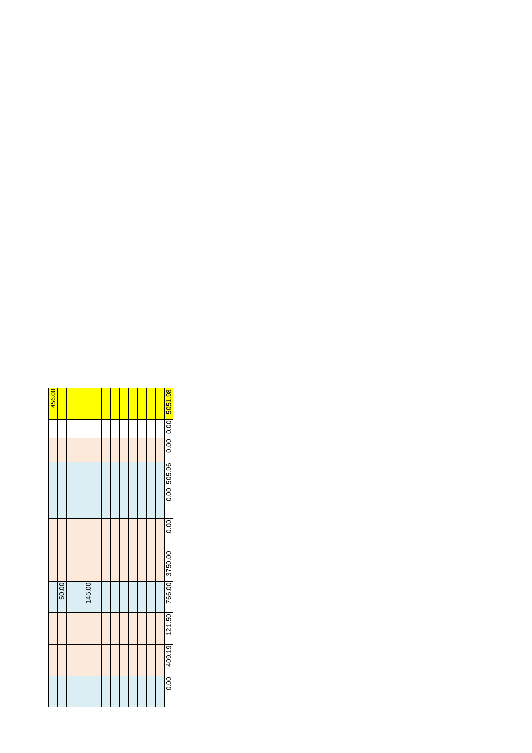| | | | | | | | | | | |
|---|---|---|---|---|---|---|---|---|---|---|
| | | | | | | | | | | 456.00 |
| | | | 50.00 | | | | | | | |
| | | | | | | | | | | |
| | | | | | | | | | | |
| | | | 145.00 | | | | | | | |
| | | | | | | | | | | |
| | | | | | | | | | | |
| | | | | | | | | | | |
| | | | | | | | | | | |
| | | | | | | | | | | |
| | | | | | | | | | | |
| | | | | | | | | | | |
| | | | | | | | | | | |
| 0.00 | 409.19 | 121.50 | 766.00 | 3750.00 | 0.00 | 0.00 | 505.96 | 0.00 | 0.00 | 5051.98 |